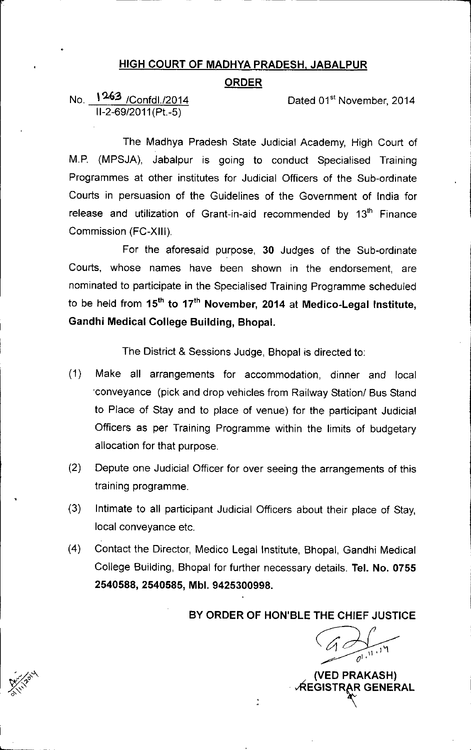# HIGH COURT OF MADHYA PRADESH, JABALPUR

## ORDER

No. 1263 /Confdl./2014
II-2-69/2011(Pt.-5)

Dated 01st November, 2014

The Madhya Pradesh State Judicial Academy, High Court of M.P. (MPSJA), Jabalpur is going to conduct Specialised Training Programmes at other institutes for Judicial Officers of the Sub-ordinate Courts in persuasion of the Guidelines of the Government of India for release and utilization of Grant-in-aid recommended by 13th Finance Commission (FC-XIII).

For the aforesaid purpose, **30** Judges of the Sub-ordinate Courts, whose names have been shown in the endorsement, are nominated to participate in the Specialised Training Programme scheduled to be held from **15th to 17th November, 2014** at **Medico-Legal Institute, Gandhi Medical College Building, Bhopal.**

The District & Sessions Judge, Bhopal is directed to:

(1) Make all arrangements for accommodation, dinner and local conveyance (pick and drop vehicles from Railway Station/ Bus Stand to Place of Stay and to place of venue) for the participant Judicial Officers as per Training Programme within the limits of budgetary allocation for that purpose.

(2) Depute one Judicial Officer for over seeing the arrangements of this training programme.

(3) Intimate to all participant Judicial Officers about their place of Stay, local conveyance etc.

(4) Contact the Director, Medico Legal Institute, Bhopal, Gandhi Medical College Building, Bhopal for further necessary details. **Tel. No. 0755 2540588, 2540585, Mbl. 9425300998.**

**BY ORDER OF HON'BLE THE CHIEF JUSTICE**

01.11.14

**(VED PRAKASH)**
**REGISTRAR GENERAL**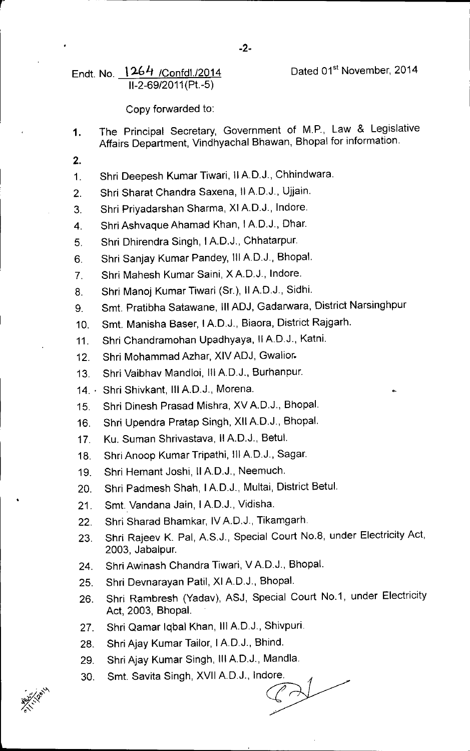Endt. No. 1264 /Confdl./2014
II-2-69/2011(Pt.-5)

Dated 01st November, 2014

Copy forwarded to:

1. The Principal Secretary, Government of M.P., Law & Legislative Affairs Department, Vindhyachal Bhawan, Bhopal for information.

2.

1. Shri Deepesh Kumar Tiwari, II A.D.J., Chhindwara.
2. Shri Sharat Chandra Saxena, II A.D.J., Ujjain.
3. Shri Priyadarshan Sharma, XI A.D.J., Indore.
4. Shri Ashvaque Ahamad Khan, I A.D.J., Dhar.
5. Shri Dhirendra Singh, I A.D.J., Chhatarpur.
6. Shri Sanjay Kumar Pandey, III A.D.J., Bhopal.
7. Shri Mahesh Kumar Saini, X A.D.J., Indore.
8. Shri Manoj Kumar Tiwari (Sr.), II A.D.J., Sidhi.
9. Smt. Pratibha Satawane, III ADJ, Gadarwara, District Narsinghpur
10. Smt. Manisha Baser, I A.D.J., Biaora, District Rajgarh.
11. Shri Chandramohan Upadhyaya, II A.D.J., Katni.
12. Shri Mohammad Azhar, XIV ADJ, Gwalior.
13. Shri Vaibhav Mandloi, III A.D.J., Burhanpur.
14. Shri Shivkant, III A.D.J., Morena.
15. Shri Dinesh Prasad Mishra, XV A.D.J., Bhopal.
16. Shri Upendra Pratap Singh, XII A.D.J., Bhopal.
17. Ku. Suman Shrivastava, II A.D.J., Betul.
18. Shri Anoop Kumar Tripathi, III A.D.J., Sagar.
19. Shri Hemant Joshi, II A.D.J., Neemuch.
20. Shri Padmesh Shah, I A.D.J., Multai, District Betul.
21. Smt. Vandana Jain, I A.D.J., Vidisha.
22. Shri Sharad Bhamkar, IV A.D.J., Tikamgarh.
23. Shri Rajeev K. Pal, A.S.J., Special Court No.8, under Electricity Act, 2003, Jabalpur.
24. Shri Awinash Chandra Tiwari, V A.D.J., Bhopal.
25. Shri Devnarayan Patil, XI A.D.J., Bhopal.
26. Shri Rambresh (Yadav), ASJ, Special Court No.1, under Electricity Act, 2003, Bhopal.
27. Shri Qamar Iqbal Khan, III A.D.J., Shivpuri.
28. Shri Ajay Kumar Tailor, I A.D.J., Bhind.
29. Shri Ajay Kumar Singh, III A.D.J., Mandla.
30. Smt. Savita Singh, XVII A.D.J., Indore.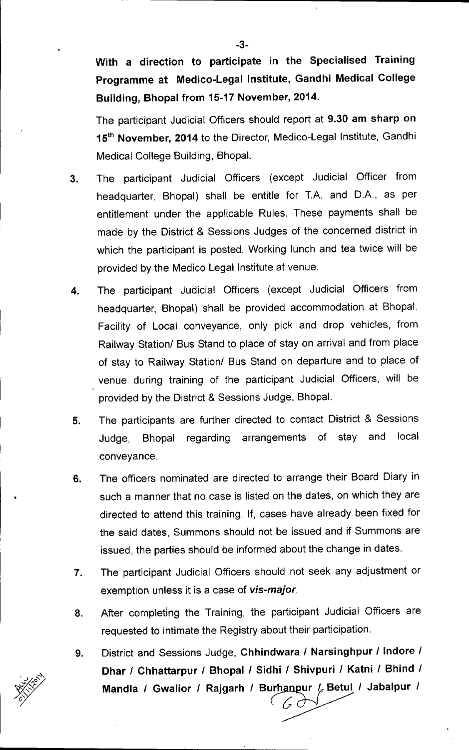**With a direction to participate in the Specialised Training Programme at Medico-Legal Institute, Gandhi Medical College Building, Bhopal from 15-17 November, 2014.**

The participant Judicial Officers should report at **9.30 am sharp on 15th November, 2014** to the Director, Medico-Legal Institute, Gandhi Medical College Building, Bhopal.

3. The participant Judicial Officers (except Judicial Officer from headquarter, Bhopal) shall be entitle for T.A. and D.A., as per entitlement under the applicable Rules. These payments shall be made by the District & Sessions Judges of the concerned district in which the participant is posted. Working lunch and tea twice will be provided by the Medico Legal Institute at venue.

4. The participant Judicial Officers (except Judicial Officers from headquarter, Bhopal) shall be provided accommodation at Bhopal. Facility of Local conveyance, only pick and drop vehicles, from Railway Station/ Bus Stand to place of stay on arrival and from place of stay to Railway Station/ Bus Stand on departure and to place of venue during training of the participant Judicial Officers, will be provided by the District & Sessions Judge, Bhopal.

5. The participants are further directed to contact District & Sessions Judge, Bhopal regarding arrangements of stay and local conveyance.

6. The officers nominated are directed to arrange their Board Diary in such a manner that no case is listed on the dates, on which they are directed to attend this training. If, cases have already been fixed for the said dates, Summons should not be issued and if Summons are issued, the parties should be informed about the change in dates.

7. The participant Judicial Officers should not seek any adjustment or exemption unless it is a case of ***vis-major***.

8. After completing the Training, the participant Judicial Officers are requested to intimate the Registry about their participation.

9. District and Sessions Judge, **Chhindwara / Narsinghpur / Indore / Dhar / Chhattarpur / Bhopal / Sidhi / Shivpuri / Katni / Bhind / Mandla / Gwalior / Rajgarh / Burhanpur / Betul / Jabalpur /**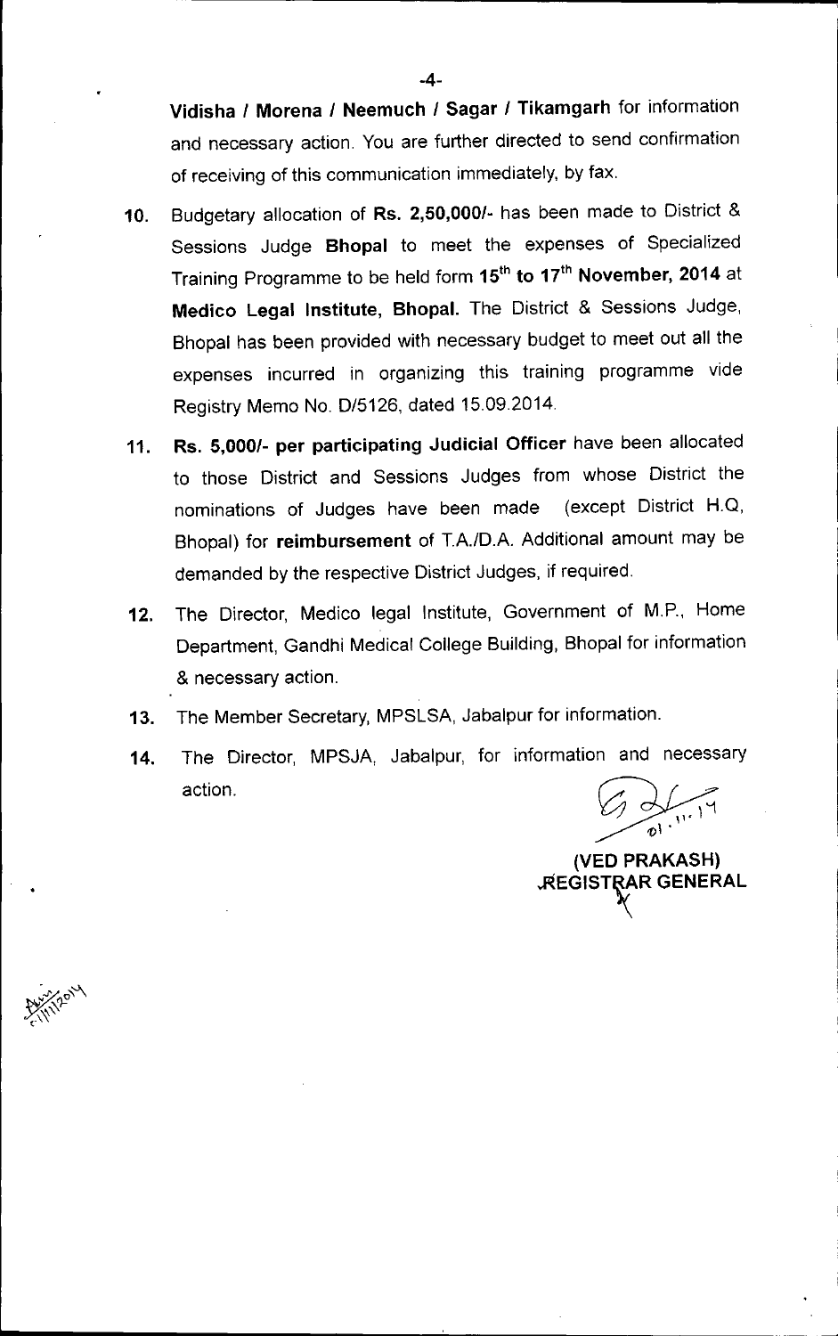**Vidisha / Morena / Neemuch / Sagar / Tikamgarh** for information and necessary action. You are further directed to send confirmation of receiving of this communication immediately, by fax.

10. Budgetary allocation of **Rs. 2,50,000/-** has been made to District & Sessions Judge **Bhopal** to meet the expenses of Specialized Training Programme to be held form **15th to 17th November, 2014** at **Medico Legal Institute, Bhopal.** The District & Sessions Judge, Bhopal has been provided with necessary budget to meet out all the expenses incurred in organizing this training programme vide Registry Memo No. D/5126, dated 15.09.2014.

11. **Rs. 5,000/- per participating Judicial Officer** have been allocated to those District and Sessions Judges from whose District the nominations of Judges have been made (except District H.Q, Bhopal) for **reimbursement** of T.A./D.A. Additional amount may be demanded by the respective District Judges, if required.

12. The Director, Medico legal Institute, Government of M.P., Home Department, Gandhi Medical College Building, Bhopal for information & necessary action.

13. The Member Secretary, MPSLSA, Jabalpur for information.

14. The Director, MPSJA, Jabalpur, for information and necessary action.

**(VED PRAKASH)**
**REGISTRAR GENERAL**